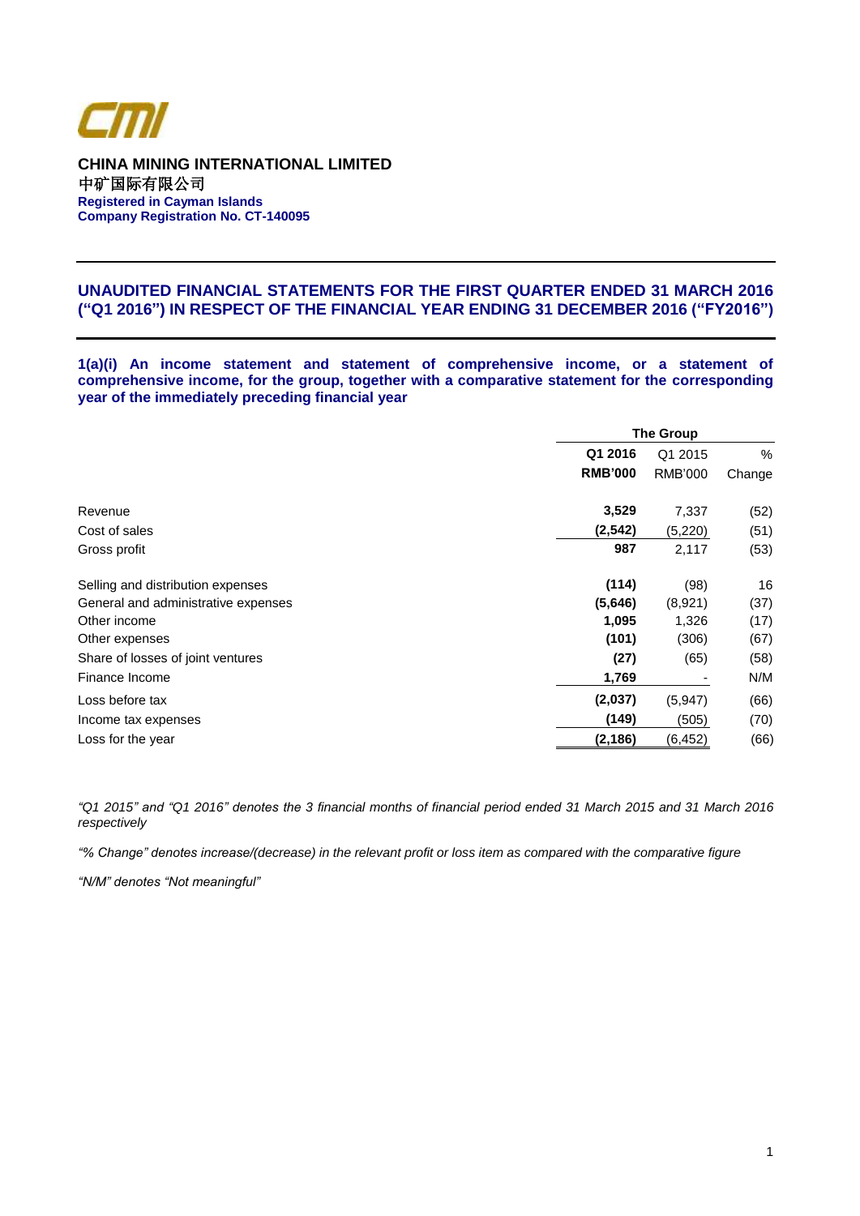**CHINA MINING INTERNATIONAL LIMITED**
**中矿国际有限公司**
**Registered in Cayman Islands**
**Company Registration No. CT-140095**

## UNAUDITED FINANCIAL STATEMENTS FOR THE FIRST QUARTER ENDED 31 MARCH 2016 ("Q1 2016") IN RESPECT OF THE FINANCIAL YEAR ENDING 31 DECEMBER 2016 ("FY2016")

### 1(a)(i) An income statement and statement of comprehensive income, or a statement of comprehensive income, for the group, together with a comparative statement for the corresponding year of the immediately preceding financial year

| | The Group | | |
|---|---|---|---|
| | **Q1 2016 RMB'000** | Q1 2015 RMB'000 | % Change |
| Revenue | **3,529** | 7,337 | (52) |
| Cost of sales | **(2,542)** | (5,220) | (51) |
| Gross profit | **987** | 2,117 | (53) |
| | | | |
| Selling and distribution expenses | **(114)** | (98) | 16 |
| General and administrative expenses | **(5,646)** | (8,921) | (37) |
| Other income | **1,095** | 1,326 | (17) |
| Other expenses | **(101)** | (306) | (67) |
| Share of losses of joint ventures | **(27)** | (65) | (58) |
| Finance Income | **1,769** | - | N/M |
| Loss before tax | **(2,037)** | (5,947) | (66) |
| Income tax expenses | **(149)** | (505) | (70) |
| Loss for the year | **(2,186)** | (6,452) | (66) |

*"Q1 2015" and "Q1 2016" denotes the 3 financial months of financial period ended 31 March 2015 and 31 March 2016 respectively*

*"% Change" denotes increase/(decrease) in the relevant profit or loss item as compared with the comparative figure*

*"N/M" denotes "Not meaningful"*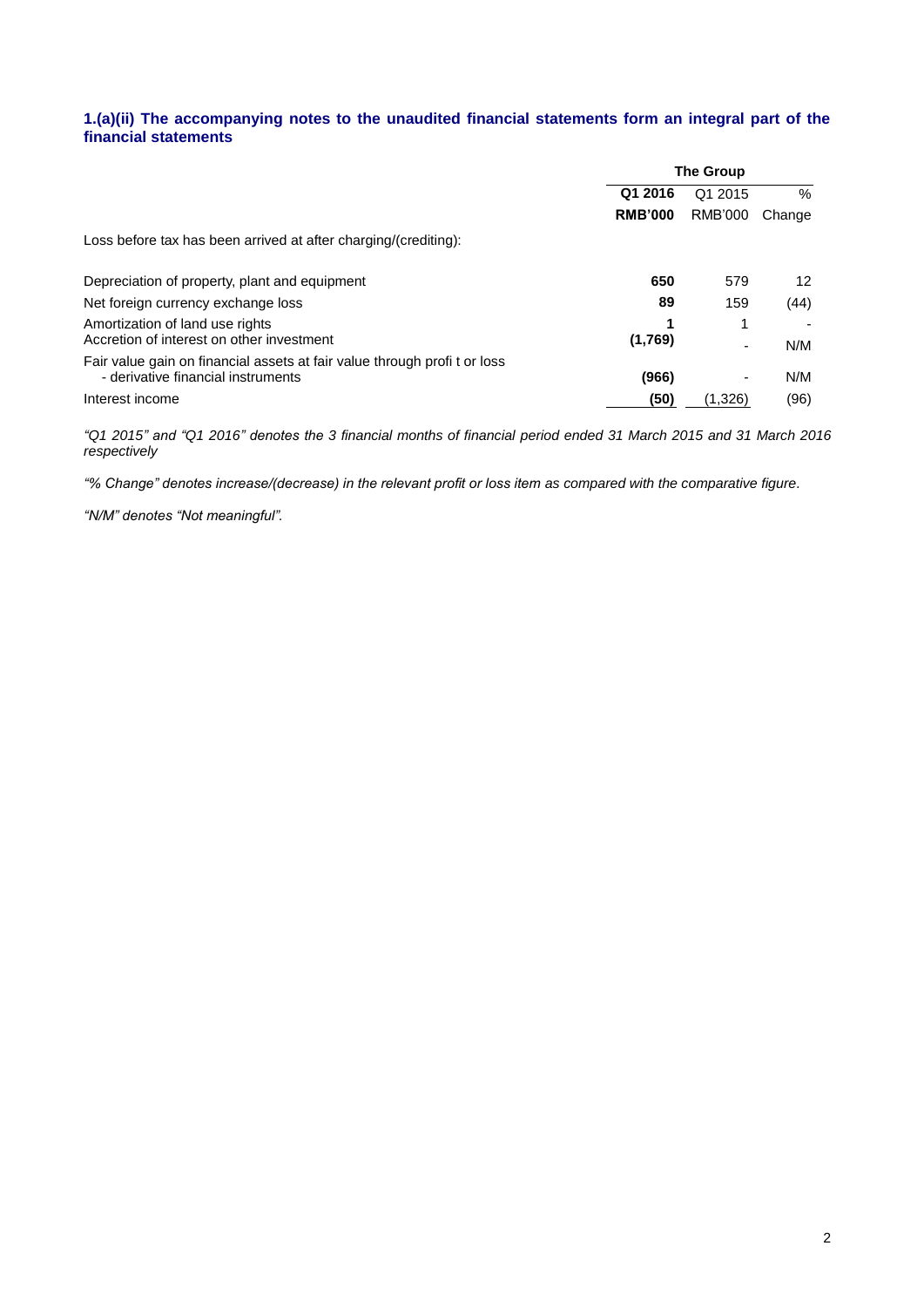### 1.(a)(ii) The accompanying notes to the unaudited financial statements form an integral part of the financial statements

| | The Group | | |
|---|---|---|---|
| | **Q1 2016** | Q1 2015 | % |
| | **RMB'000** | RMB'000 | Change |
| Loss before tax has been arrived at after charging/(crediting): | | | |
| Depreciation of property, plant and equipment | **650** | 579 | 12 |
| Net foreign currency exchange loss | **89** | 159 | (44) |
| Amortization of land use rights | **1** | 1 | - |
| Accretion of interest on other investment | **(1,769)** | - | N/M |
| Fair value gain on financial assets at fair value through profit or loss - derivative financial instruments | **(966)** | - | N/M |
| Interest income | **(50)** | (1,326) | (96) |

*"Q1 2015" and "Q1 2016" denotes the 3 financial months of financial period ended 31 March 2015 and 31 March 2016 respectively*

*"% Change" denotes increase/(decrease) in the relevant profit or loss item as compared with the comparative figure.*

*"N/M" denotes "Not meaningful".*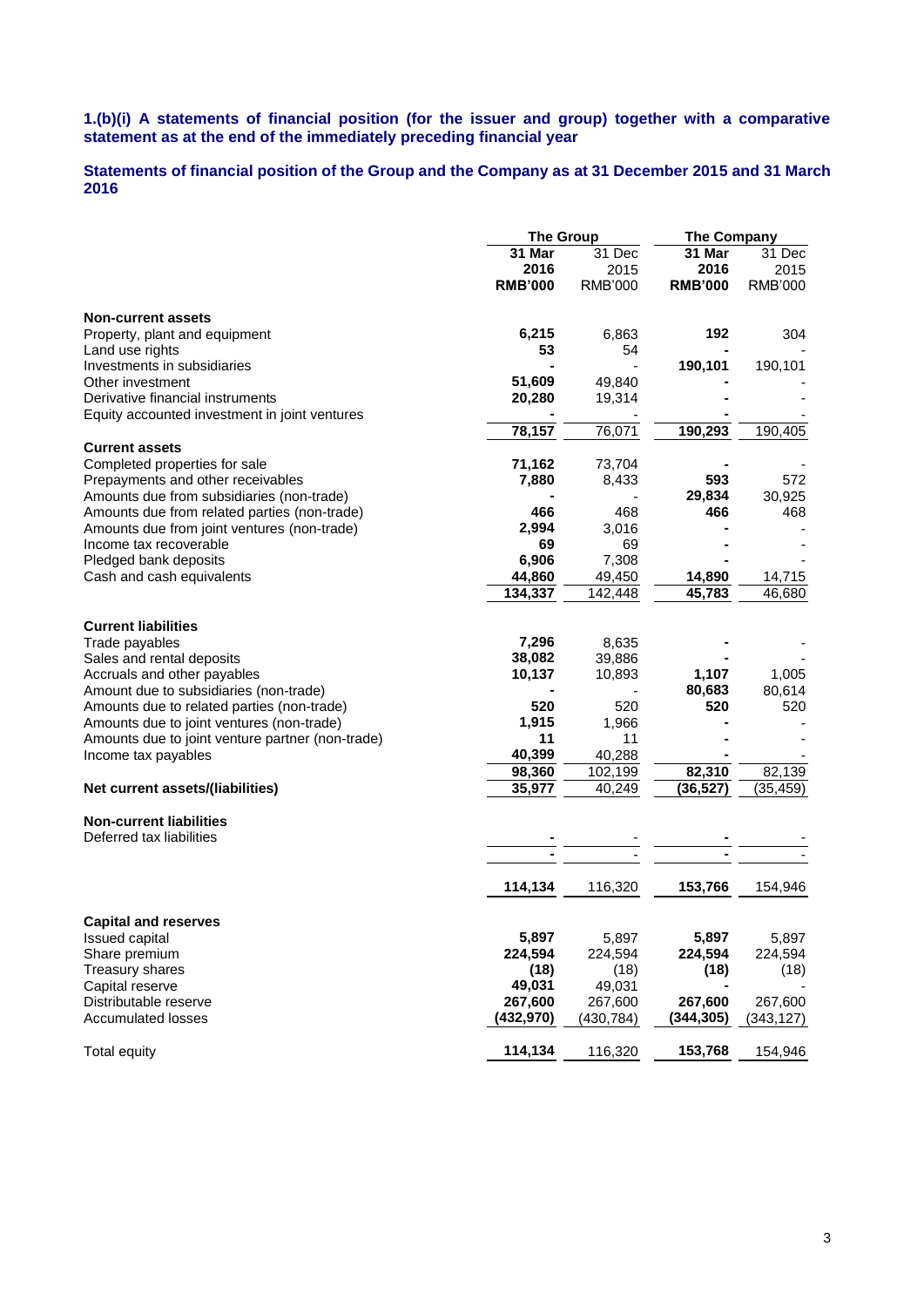**1.(b)(i) A statements of financial position (for the issuer and group) together with a comparative statement as at the end of the immediately preceding financial year**

**Statements of financial position of the Group and the Company as at 31 December 2015 and 31 March 2016**

| | The Group | | The Company | |
|---|---|---|---|---|
| | **31 Mar 2016 RMB'000** | 31 Dec 2015 RMB'000 | **31 Mar 2016 RMB'000** | 31 Dec 2015 RMB'000 |
| **Non-current assets** | | | | |
| Property, plant and equipment | **6,215** | 6,863 | **192** | 304 |
| Land use rights | **53** | 54 | **-** | - |
| Investments in subsidiaries | **-** | - | **190,101** | 190,101 |
| Other investment | **51,609** | 49,840 | **-** | - |
| Derivative financial instruments | **20,280** | 19,314 | **-** | - |
| Equity accounted investment in joint ventures | **-** | - | **-** | - |
| | **78,157** | 76,071 | **190,293** | 190,405 |
| **Current assets** | | | | |
| Completed properties for sale | **71,162** | 73,704 | **-** | - |
| Prepayments and other receivables | **7,880** | 8,433 | **593** | 572 |
| Amounts due from subsidiaries (non-trade) | **-** | - | **29,834** | 30,925 |
| Amounts due from related parties (non-trade) | **466** | 468 | **466** | 468 |
| Amounts due from joint ventures (non-trade) | **2,994** | 3,016 | **-** | - |
| Income tax recoverable | **69** | 69 | **-** | - |
| Pledged bank deposits | **6,906** | 7,308 | **-** | - |
| Cash and cash equivalents | **44,860** | 49,450 | **14,890** | 14,715 |
| | **134,337** | 142,448 | **45,783** | 46,680 |
| **Current liabilities** | | | | |
| Trade payables | **7,296** | 8,635 | **-** | - |
| Sales and rental deposits | **38,082** | 39,886 | **-** | - |
| Accruals and other payables | **10,137** | 10,893 | **1,107** | 1,005 |
| Amount due to subsidiaries (non-trade) | **-** | - | **80,683** | 80,614 |
| Amounts due to related parties (non-trade) | **520** | 520 | **520** | 520 |
| Amounts due to joint ventures (non-trade) | **1,915** | 1,966 | **-** | - |
| Amounts due to joint venture partner (non-trade) | **11** | 11 | **-** | - |
| Income tax payables | **40,399** | 40,288 | **-** | - |
| | **98,360** | 102,199 | **82,310** | 82,139 |
| **Net current assets/(liabilities)** | **35,977** | 40,249 | **(36,527)** | (35,459) |
| **Non-current liabilities** | | | | |
| Deferred tax liabilities | **-** | - | **-** | - |
| | **-** | - | **-** | - |
| | **114,134** | 116,320 | **153,766** | 154,946 |
| **Capital and reserves** | | | | |
| Issued capital | **5,897** | 5,897 | **5,897** | 5,897 |
| Share premium | **224,594** | 224,594 | **224,594** | 224,594 |
| Treasury shares | **(18)** | (18) | **(18)** | (18) |
| Capital reserve | **49,031** | 49,031 | **-** | - |
| Distributable reserve | **267,600** | 267,600 | **267,600** | 267,600 |
| Accumulated losses | **(432,970)** | (430,784) | **(344,305)** | (343,127) |
| Total equity | **114,134** | 116,320 | **153,768** | 154,946 |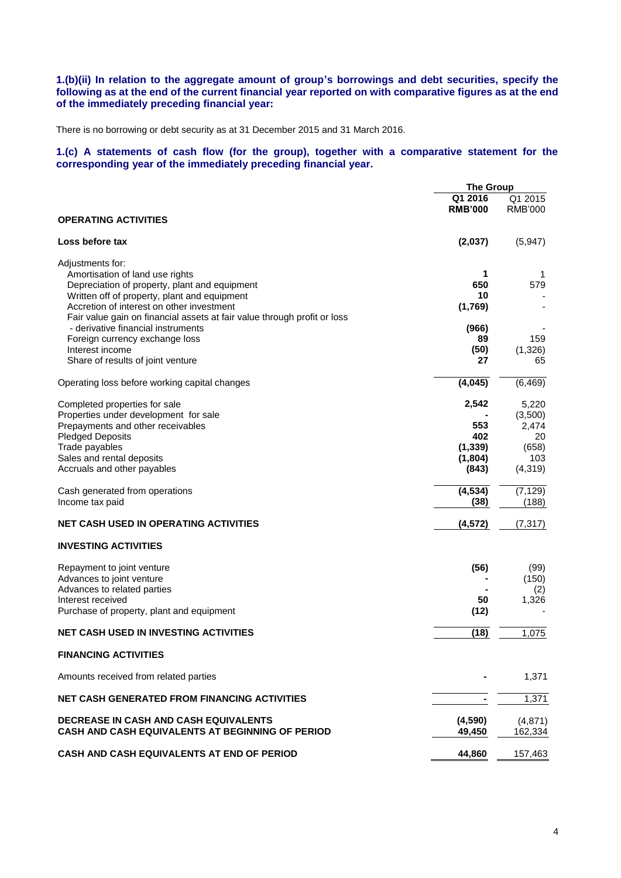**1.(b)(ii) In relation to the aggregate amount of group's borrowings and debt securities, specify the following as at the end of the current financial year reported on with comparative figures as at the end of the immediately preceding financial year:**

There is no borrowing or debt security as at 31 December 2015 and 31 March 2016.

**1.(c) A statements of cash flow (for the group), together with a comparative statement for the corresponding year of the immediately preceding financial year.**

| | The Group | |
|---|---|---|
| | **Q1 2016** | Q1 2015 |
| | **RMB'000** | RMB'000 |
| **OPERATING ACTIVITIES** | | |
| **Loss before tax** | **(2,037)** | (5,947) |
| Adjustments for: | | |
| Amortisation of land use rights | **1** | 1 |
| Depreciation of property, plant and equipment | **650** | 579 |
| Written off of property, plant and equipment | **10** | - |
| Accretion of interest on other investment | **(1,769)** | - |
| Fair value gain on financial assets at fair value through profit or loss | | |
| - derivative financial instruments | **(966)** | - |
| Foreign currency exchange loss | **89** | 159 |
| Interest income | **(50)** | (1,326) |
| Share of results of joint venture | **27** | 65 |
| Operating loss before working capital changes | **(4,045)** | (6,469) |
| Completed properties for sale | **2,542** | 5,220 |
| Properties under development for sale | **-** | (3,500) |
| Prepayments and other receivables | **553** | 2,474 |
| Pledged Deposits | **402** | 20 |
| Trade payables | **(1,339)** | (658) |
| Sales and rental deposits | **(1,804)** | 103 |
| Accruals and other payables | **(843)** | (4,319) |
| Cash generated from operations | **(4,534)** | (7,129) |
| Income tax paid | **(38)** | (188) |
| **NET CASH USED IN OPERATING ACTIVITIES** | **(4,572)** | (7,317) |
| **INVESTING ACTIVITIES** | | |
| Repayment to joint venture | **(56)** | (99) |
| Advances to joint venture | **-** | (150) |
| Advances to related parties | **-** | (2) |
| Interest received | **50** | 1,326 |
| Purchase of property, plant and equipment | **(12)** | - |
| **NET CASH USED IN INVESTING ACTIVITIES** | **(18)** | 1,075 |
| **FINANCING ACTIVITIES** | | |
| Amounts received from related parties | **-** | 1,371 |
| **NET CASH GENERATED FROM FINANCING ACTIVITIES** | **-** | 1,371 |
| **DECREASE IN CASH AND CASH EQUIVALENTS** | **(4,590)** | (4,871) |
| **CASH AND CASH EQUIVALENTS AT BEGINNING OF PERIOD** | **49,450** | 162,334 |
| **CASH AND CASH EQUIVALENTS AT END OF PERIOD** | **44,860** | 157,463 |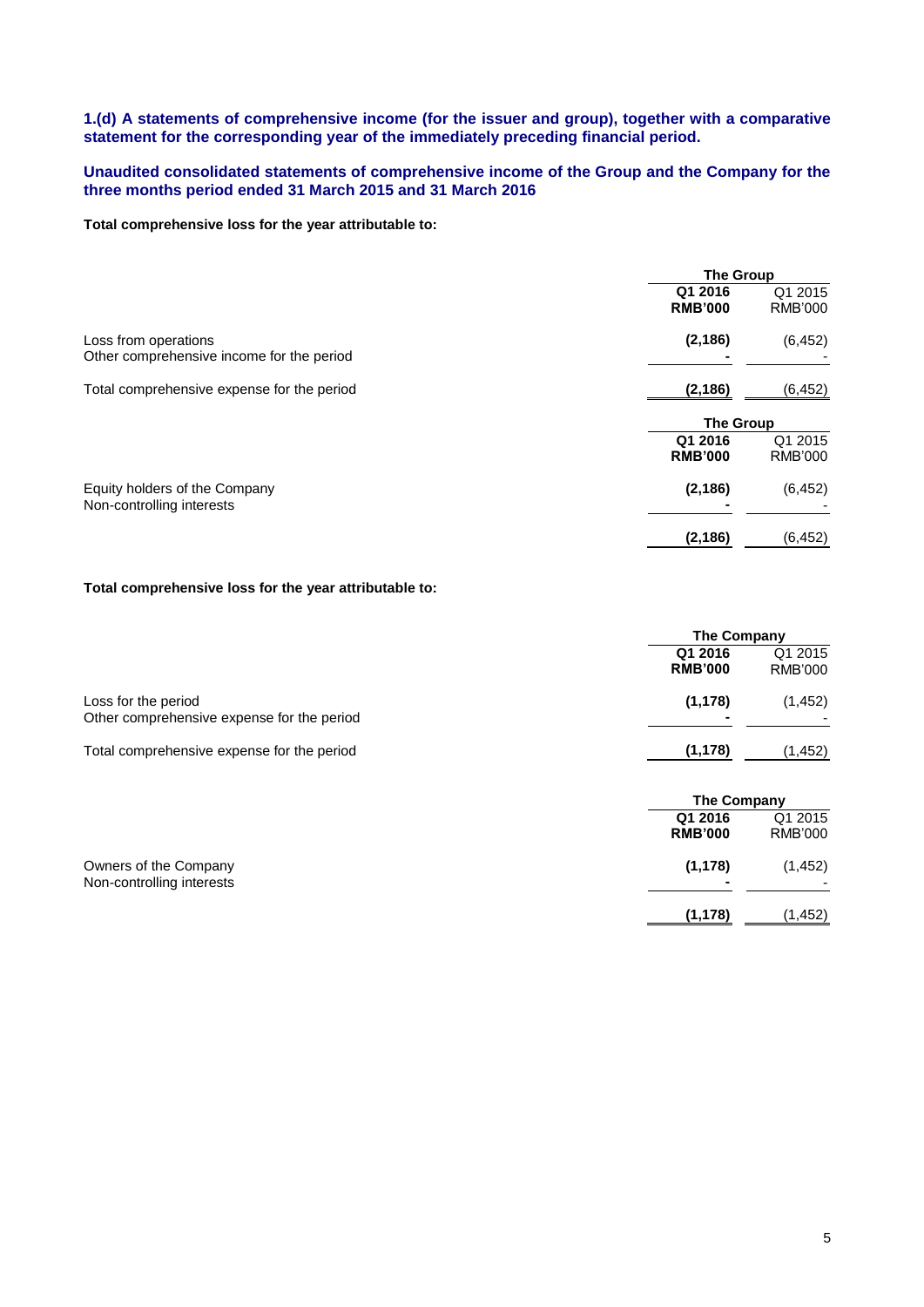**1.(d) A statements of comprehensive income (for the issuer and group), together with a comparative statement for the corresponding year of the immediately preceding financial period.**

**Unaudited consolidated statements of comprehensive income of the Group and the Company for the three months period ended 31 March 2015 and 31 March 2016**

**Total comprehensive loss for the year attributable to:**

| | The Group | |
|---|---|---|
| | **Q1 2016 RMB'000** | Q1 2015 RMB'000 |
| Loss from operations | **(2,186)** | (6,452) |
| Other comprehensive income for the period | **-** | - |
| Total comprehensive expense for the period | **(2,186)** | (6,452) |

| | The Group | |
|---|---|---|
| | **Q1 2016 RMB'000** | Q1 2015 RMB'000 |
| Equity holders of the Company | **(2,186)** | (6,452) |
| Non-controlling interests | **-** | - |
| | **(2,186)** | (6,452) |

**Total comprehensive loss for the year attributable to:**

| | The Company | |
|---|---|---|
| | **Q1 2016 RMB'000** | Q1 2015 RMB'000 |
| Loss for the period | **(1,178)** | (1,452) |
| Other comprehensive expense for the period | **-** | - |
| Total comprehensive expense for the period | **(1,178)** | (1,452) |

| | The Company | |
|---|---|---|
| | **Q1 2016 RMB'000** | Q1 2015 RMB'000 |
| Owners of the Company | **(1,178)** | (1,452) |
| Non-controlling interests | **-** | - |
| | **(1,178)** | (1,452) |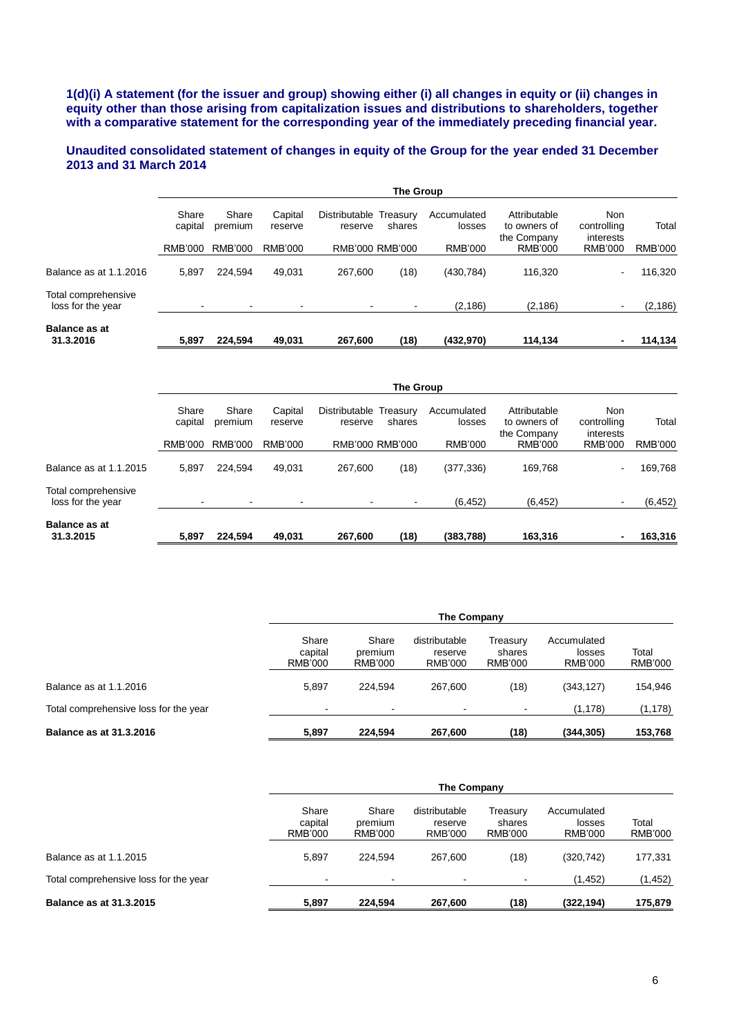**1(d)(i) A statement (for the issuer and group) showing either (i) all changes in equity or (ii) changes in equity other than those arising from capitalization issues and distributions to shareholders, together with a comparative statement for the corresponding year of the immediately preceding financial year.**

**Unaudited consolidated statement of changes in equity of the Group for the year ended 31 December 2013 and 31 March 2014**

| | The Group | | | | | | | | |
|---|---|---|---|---|---|---|---|---|---|
| | Share capital | Share premium | Capital reserve | Distributable reserve | Treasury shares | Accumulated losses | Attributable to owners of the Company | Non controlling interests | Total |
| | RMB'000 | RMB'000 | RMB'000 | RMB'000 | RMB'000 | RMB'000 | RMB'000 | RMB'000 | RMB'000 |
| Balance as at 1.1.2016 | 5,897 | 224,594 | 49,031 | 267,600 | (18) | (430,784) | 116,320 | - | 116,320 |
| Total comprehensive loss for the year | - | - | - | - | - | (2,186) | (2,186) | - | (2,186) |
| **Balance as at 31.3.2016** | **5,897** | **224,594** | **49,031** | **267,600** | **(18)** | **(432,970)** | **114,134** | **-** | **114,134** |

| | The Group | | | | | | | | |
|---|---|---|---|---|---|---|---|---|---|
| | Share capital | Share premium | Capital reserve | Distributable reserve | Treasury shares | Accumulated losses | Attributable to owners of the Company | Non controlling interests | Total |
| | RMB'000 | RMB'000 | RMB'000 | RMB'000 | RMB'000 | RMB'000 | RMB'000 | RMB'000 | RMB'000 |
| Balance as at 1.1.2015 | 5,897 | 224,594 | 49,031 | 267,600 | (18) | (377,336) | 169,768 | - | 169,768 |
| Total comprehensive loss for the year | - | - | - | - | - | (6,452) | (6,452) | - | (6,452) |
| **Balance as at 31.3.2015** | **5,897** | **224,594** | **49,031** | **267,600** | **(18)** | **(383,788)** | **163,316** | **-** | **163,316** |

| | The Company | | | | | |
|---|---|---|---|---|---|---|
| | Share capital RMB'000 | Share premium RMB'000 | distributable reserve RMB'000 | Treasury shares RMB'000 | Accumulated losses RMB'000 | Total RMB'000 |
| Balance as at 1.1.2016 | 5,897 | 224,594 | 267,600 | (18) | (343,127) | 154,946 |
| Total comprehensive loss for the year | - | - | - | - | (1,178) | (1,178) |
| **Balance as at 31.3.2016** | **5,897** | **224,594** | **267,600** | **(18)** | **(344,305)** | **153,768** |

| | The Company | | | | | |
|---|---|---|---|---|---|---|
| | Share capital RMB'000 | Share premium RMB'000 | distributable reserve RMB'000 | Treasury shares RMB'000 | Accumulated losses RMB'000 | Total RMB'000 |
| Balance as at 1.1.2015 | 5,897 | 224,594 | 267,600 | (18) | (320,742) | 177,331 |
| Total comprehensive loss for the year | - | - | - | - | (1,452) | (1,452) |
| **Balance as at 31.3.2015** | **5,897** | **224,594** | **267,600** | **(18)** | **(322,194)** | **175,879** |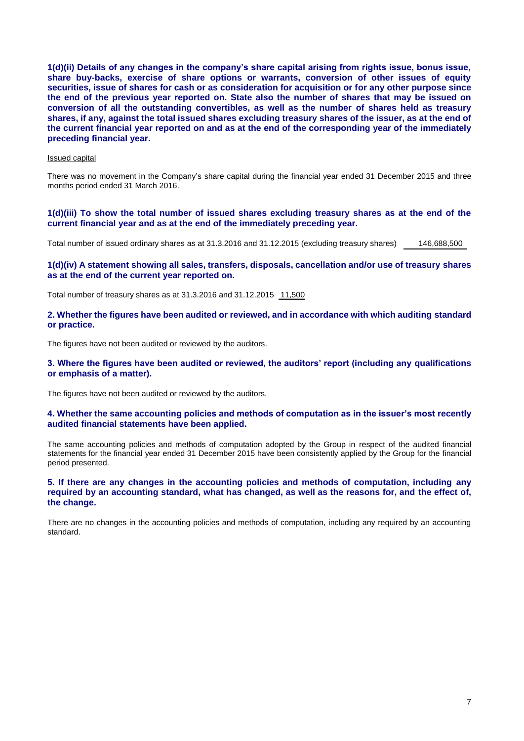**1(d)(ii) Details of any changes in the company's share capital arising from rights issue, bonus issue, share buy-backs, exercise of share options or warrants, conversion of other issues of equity securities, issue of shares for cash or as consideration for acquisition or for any other purpose since the end of the previous year reported on. State also the number of shares that may be issued on conversion of all the outstanding convertibles, as well as the number of shares held as treasury shares, if any, against the total issued shares excluding treasury shares of the issuer, as at the end of the current financial year reported on and as at the end of the corresponding year of the immediately preceding financial year.**

Issued capital

There was no movement in the Company's share capital during the financial year ended 31 December 2015 and three months period ended 31 March 2016.

**1(d)(iii) To show the total number of issued shares excluding treasury shares as at the end of the current financial year and as at the end of the immediately preceding year.**

Total number of issued ordinary shares as at 31.3.2016 and 31.12.2015 (excluding treasury shares) 146,688,500

**1(d)(iv) A statement showing all sales, transfers, disposals, cancellation and/or use of treasury shares as at the end of the current year reported on.**

Total number of treasury shares as at 31.3.2016 and 31.12.2015 11,500

**2. Whether the figures have been audited or reviewed, and in accordance with which auditing standard or practice.**

The figures have not been audited or reviewed by the auditors.

**3. Where the figures have been audited or reviewed, the auditors' report (including any qualifications or emphasis of a matter).**

The figures have not been audited or reviewed by the auditors.

**4. Whether the same accounting policies and methods of computation as in the issuer's most recently audited financial statements have been applied.**

The same accounting policies and methods of computation adopted by the Group in respect of the audited financial statements for the financial year ended 31 December 2015 have been consistently applied by the Group for the financial period presented.

**5. If there are any changes in the accounting policies and methods of computation, including any required by an accounting standard, what has changed, as well as the reasons for, and the effect of, the change.**

There are no changes in the accounting policies and methods of computation, including any required by an accounting standard.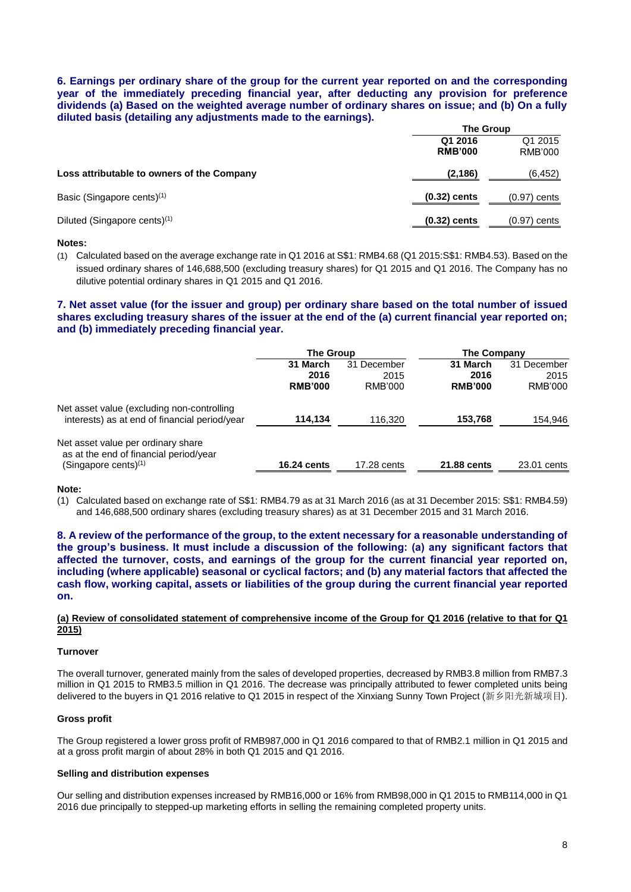**6. Earnings per ordinary share of the group for the current year reported on and the corresponding year of the immediately preceding financial year, after deducting any provision for preference dividends (a) Based on the weighted average number of ordinary shares on issue; and (b) On a fully diluted basis (detailing any adjustments made to the earnings).**

| | The Group | |
|---|---|---|
| | **Q1 2016 RMB'000** | Q1 2015 RMB'000 |
| **Loss attributable to owners of the Company** | **(2,186)** | (6,452) |
| Basic (Singapore cents)(1) | **(0.32) cents** | (0.97) cents |
| Diluted (Singapore cents)(1) | **(0.32) cents** | (0.97) cents |

**Notes:**

(1) Calculated based on the average exchange rate in Q1 2016 at S$1: RMB4.68 (Q1 2015:S$1: RMB4.53). Based on the issued ordinary shares of 146,688,500 (excluding treasury shares) for Q1 2015 and Q1 2016. The Company has no dilutive potential ordinary shares in Q1 2015 and Q1 2016.

**7. Net asset value (for the issuer and group) per ordinary share based on the total number of issued shares excluding treasury shares of the issuer at the end of the (a) current financial year reported on; and (b) immediately preceding financial year.**

| | The Group | | The Company | |
|---|---|---|---|---|
| | **31 March 2016 RMB'000** | 31 December 2015 RMB'000 | **31 March 2016 RMB'000** | 31 December 2015 RMB'000 |
| Net asset value (excluding non-controlling interests) as at end of financial period/year | **114,134** | 116,320 | **153,768** | 154,946 |
| Net asset value per ordinary share as at the end of financial period/year (Singapore cents)(1) | **16.24 cents** | 17.28 cents | **21.88 cents** | 23.01 cents |

**Note:**

(1) Calculated based on exchange rate of S$1: RMB4.79 as at 31 March 2016 (as at 31 December 2015: S$1: RMB4.59) and 146,688,500 ordinary shares (excluding treasury shares) as at 31 December 2015 and 31 March 2016.

**8. A review of the performance of the group, to the extent necessary for a reasonable understanding of the group's business. It must include a discussion of the following: (a) any significant factors that affected the turnover, costs, and earnings of the group for the current financial year reported on, including (where applicable) seasonal or cyclical factors; and (b) any material factors that affected the cash flow, working capital, assets or liabilities of the group during the current financial year reported on.**

**(a) Review of consolidated statement of comprehensive income of the Group for Q1 2016 (relative to that for Q1 2015)**

**Turnover**

The overall turnover, generated mainly from the sales of developed properties, decreased by RMB3.8 million from RMB7.3 million in Q1 2015 to RMB3.5 million in Q1 2016. The decrease was principally attributed to fewer completed units being delivered to the buyers in Q1 2016 relative to Q1 2015 in respect of the Xinxiang Sunny Town Project (新乡阳光新城项目).

**Gross profit**

The Group registered a lower gross profit of RMB987,000 in Q1 2016 compared to that of RMB2.1 million in Q1 2015 and at a gross profit margin of about 28% in both Q1 2015 and Q1 2016.

**Selling and distribution expenses**

Our selling and distribution expenses increased by RMB16,000 or 16% from RMB98,000 in Q1 2015 to RMB114,000 in Q1 2016 due principally to stepped-up marketing efforts in selling the remaining completed property units.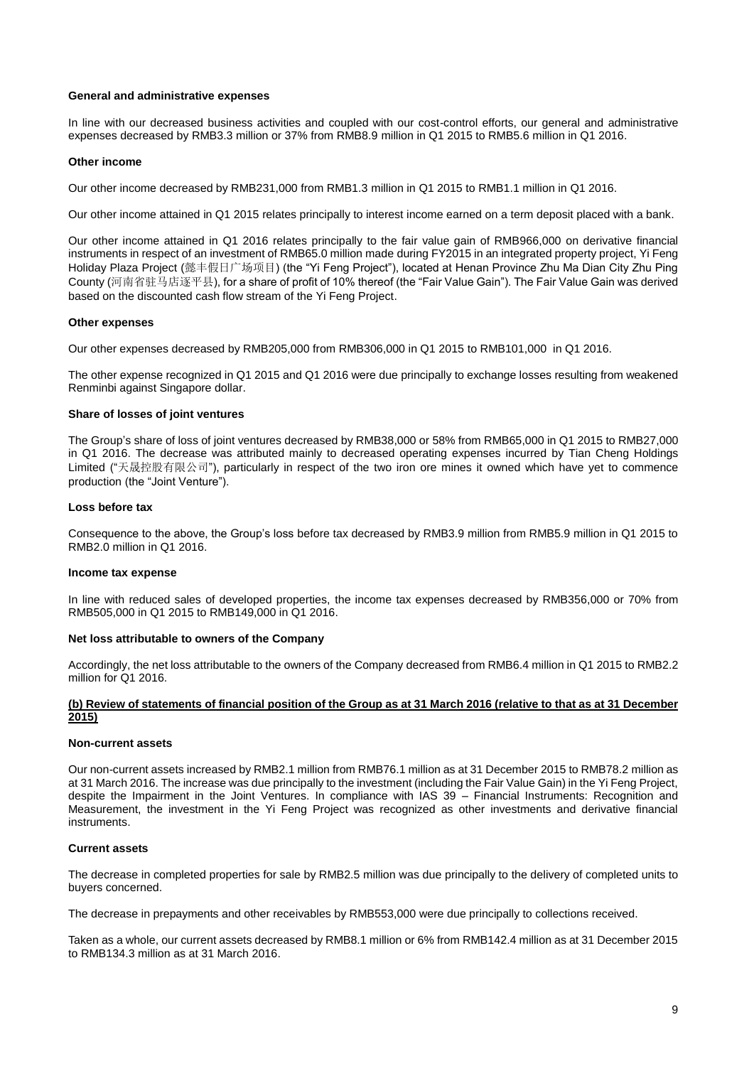**General and administrative expenses**

In line with our decreased business activities and coupled with our cost-control efforts, our general and administrative expenses decreased by RMB3.3 million or 37% from RMB8.9 million in Q1 2015 to RMB5.6 million in Q1 2016.

**Other income**

Our other income decreased by RMB231,000 from RMB1.3 million in Q1 2015 to RMB1.1 million in Q1 2016.

Our other income attained in Q1 2015 relates principally to interest income earned on a term deposit placed with a bank.

Our other income attained in Q1 2016 relates principally to the fair value gain of RMB966,000 on derivative financial instruments in respect of an investment of RMB65.0 million made during FY2015 in an integrated property project, Yi Feng Holiday Plaza Project (懿丰假日广场项目) (the "Yi Feng Project"), located at Henan Province Zhu Ma Dian City Zhu Ping County (河南省驻马店逐平县), for a share of profit of 10% thereof (the "Fair Value Gain"). The Fair Value Gain was derived based on the discounted cash flow stream of the Yi Feng Project.

**Other expenses**

Our other expenses decreased by RMB205,000 from RMB306,000 in Q1 2015 to RMB101,000 in Q1 2016.

The other expense recognized in Q1 2015 and Q1 2016 were due principally to exchange losses resulting from weakened Renminbi against Singapore dollar.

**Share of losses of joint ventures**

The Group's share of loss of joint ventures decreased by RMB38,000 or 58% from RMB65,000 in Q1 2015 to RMB27,000 in Q1 2016. The decrease was attributed mainly to decreased operating expenses incurred by Tian Cheng Holdings Limited ("天晟控股有限公司"), particularly in respect of the two iron ore mines it owned which have yet to commence production (the "Joint Venture").

**Loss before tax**

Consequence to the above, the Group's loss before tax decreased by RMB3.9 million from RMB5.9 million in Q1 2015 to RMB2.0 million in Q1 2016.

**Income tax expense**

In line with reduced sales of developed properties, the income tax expenses decreased by RMB356,000 or 70% from RMB505,000 in Q1 2015 to RMB149,000 in Q1 2016.

**Net loss attributable to owners of the Company**

Accordingly, the net loss attributable to the owners of the Company decreased from RMB6.4 million in Q1 2015 to RMB2.2 million for Q1 2016.

**(b) Review of statements of financial position of the Group as at 31 March 2016 (relative to that as at 31 December 2015)**

**Non-current assets**

Our non-current assets increased by RMB2.1 million from RMB76.1 million as at 31 December 2015 to RMB78.2 million as at 31 March 2016. The increase was due principally to the investment (including the Fair Value Gain) in the Yi Feng Project, despite the Impairment in the Joint Ventures. In compliance with IAS 39 – Financial Instruments: Recognition and Measurement, the investment in the Yi Feng Project was recognized as other investments and derivative financial instruments.

**Current assets**

The decrease in completed properties for sale by RMB2.5 million was due principally to the delivery of completed units to buyers concerned.

The decrease in prepayments and other receivables by RMB553,000 were due principally to collections received.

Taken as a whole, our current assets decreased by RMB8.1 million or 6% from RMB142.4 million as at 31 December 2015 to RMB134.3 million as at 31 March 2016.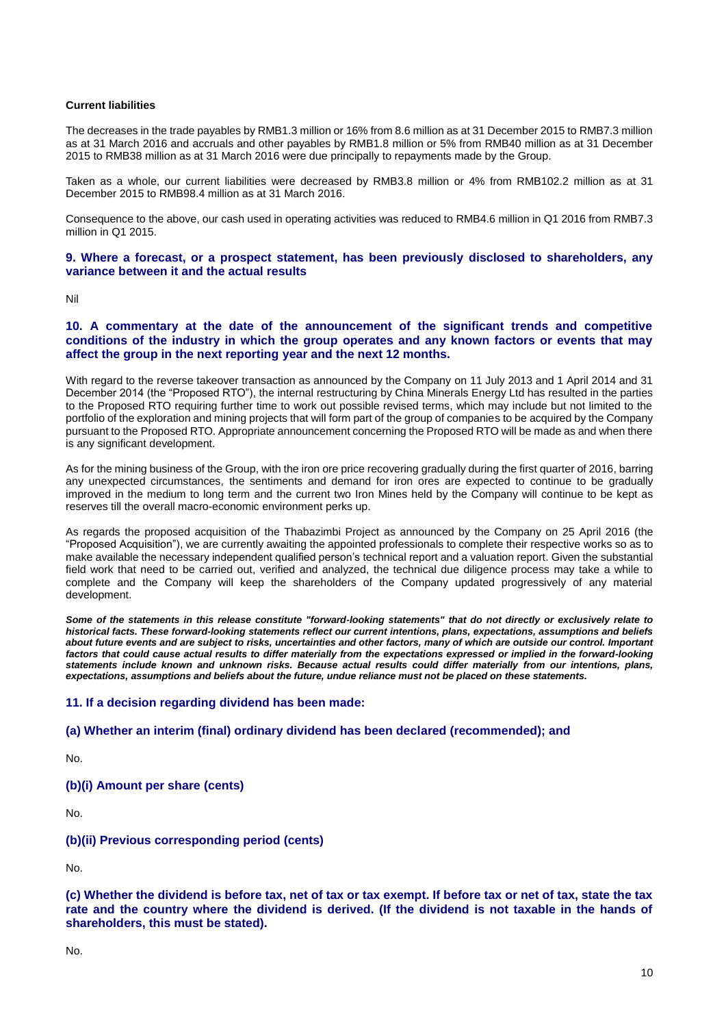**Current liabilities**

The decreases in the trade payables by RMB1.3 million or 16% from 8.6 million as at 31 December 2015 to RMB7.3 million as at 31 March 2016 and accruals and other payables by RMB1.8 million or 5% from RMB40 million as at 31 December 2015 to RMB38 million as at 31 March 2016 were due principally to repayments made by the Group.

Taken as a whole, our current liabilities were decreased by RMB3.8 million or 4% from RMB102.2 million as at 31 December 2015 to RMB98.4 million as at 31 March 2016.

Consequence to the above, our cash used in operating activities was reduced to RMB4.6 million in Q1 2016 from RMB7.3 million in Q1 2015.

## 9. Where a forecast, or a prospect statement, has been previously disclosed to shareholders, any variance between it and the actual results

Nil

## 10. A commentary at the date of the announcement of the significant trends and competitive conditions of the industry in which the group operates and any known factors or events that may affect the group in the next reporting year and the next 12 months.

With regard to the reverse takeover transaction as announced by the Company on 11 July 2013 and 1 April 2014 and 31 December 2014 (the "Proposed RTO"), the internal restructuring by China Minerals Energy Ltd has resulted in the parties to the Proposed RTO requiring further time to work out possible revised terms, which may include but not limited to the portfolio of the exploration and mining projects that will form part of the group of companies to be acquired by the Company pursuant to the Proposed RTO. Appropriate announcement concerning the Proposed RTO will be made as and when there is any significant development.

As for the mining business of the Group, with the iron ore price recovering gradually during the first quarter of 2016, barring any unexpected circumstances, the sentiments and demand for iron ores are expected to continue to be gradually improved in the medium to long term and the current two Iron Mines held by the Company will continue to be kept as reserves till the overall macro-economic environment perks up.

As regards the proposed acquisition of the Thabazimbi Project as announced by the Company on 25 April 2016 (the "Proposed Acquisition"), we are currently awaiting the appointed professionals to complete their respective works so as to make available the necessary independent qualified person's technical report and a valuation report. Given the substantial field work that need to be carried out, verified and analyzed, the technical due diligence process may take a while to complete and the Company will keep the shareholders of the Company updated progressively of any material development.

***Some of the statements in this release constitute "forward-looking statements" that do not directly or exclusively relate to historical facts. These forward-looking statements reflect our current intentions, plans, expectations, assumptions and beliefs about future events and are subject to risks, uncertainties and other factors, many of which are outside our control. Important factors that could cause actual results to differ materially from the expectations expressed or implied in the forward-looking statements include known and unknown risks. Because actual results could differ materially from our intentions, plans, expectations, assumptions and beliefs about the future, undue reliance must not be placed on these statements.***

## 11. If a decision regarding dividend has been made:

### (a) Whether an interim (final) ordinary dividend has been declared (recommended); and

No.

### (b)(i) Amount per share (cents)

No.

### (b)(ii) Previous corresponding period (cents)

No.

### (c) Whether the dividend is before tax, net of tax or tax exempt. If before tax or net of tax, state the tax rate and the country where the dividend is derived. (If the dividend is not taxable in the hands of shareholders, this must be stated).

No.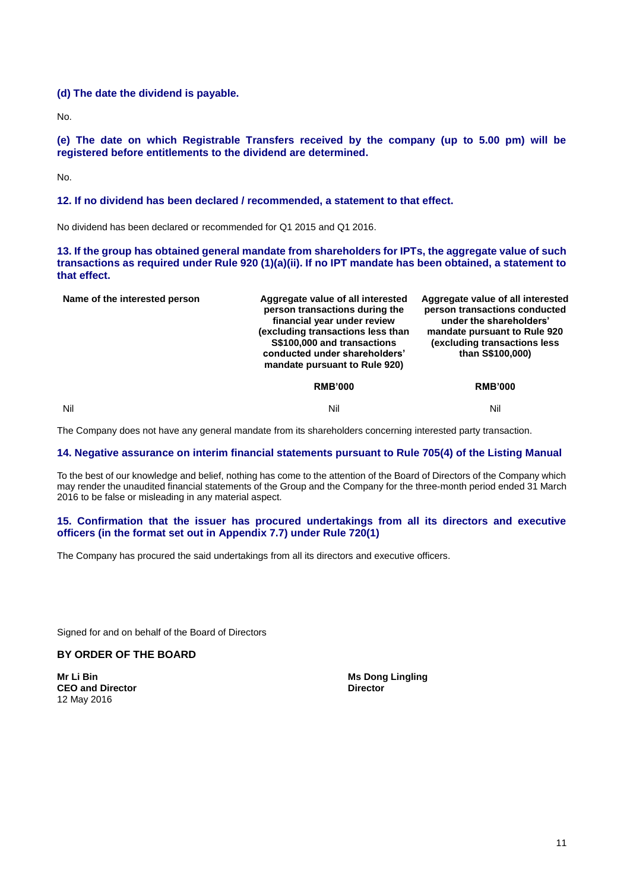**(d) The date the dividend is payable.**

No.

**(e) The date on which Registrable Transfers received by the company (up to 5.00 pm) will be registered before entitlements to the dividend are determined.**

No.

**12. If no dividend has been declared / recommended, a statement to that effect.**

No dividend has been declared or recommended for Q1 2015 and Q1 2016.

**13. If the group has obtained general mandate from shareholders for IPTs, the aggregate value of such transactions as required under Rule 920 (1)(a)(ii). If no IPT mandate has been obtained, a statement to that effect.**

| Name of the interested person | Aggregate value of all interested person transactions during the financial year under review (excluding transactions less than S$100,000 and transactions conducted under shareholders' mandate pursuant to Rule 920) | Aggregate value of all interested person transactions conducted under the shareholders' mandate pursuant to Rule 920 (excluding transactions less than S$100,000) |
|---|---|---|
| | RMB'000 | RMB'000 |
| Nil | Nil | Nil |

The Company does not have any general mandate from its shareholders concerning interested party transaction.

**14. Negative assurance on interim financial statements pursuant to Rule 705(4) of the Listing Manual**

To the best of our knowledge and belief, nothing has come to the attention of the Board of Directors of the Company which may render the unaudited financial statements of the Group and the Company for the three-month period ended 31 March 2016 to be false or misleading in any material aspect.

**15. Confirmation that the issuer has procured undertakings from all its directors and executive officers (in the format set out in Appendix 7.7) under Rule 720(1)**

The Company has procured the said undertakings from all its directors and executive officers.

Signed for and on behalf of the Board of Directors

**BY ORDER OF THE BOARD**

**Mr Li Bin**
**CEO and Director**
12 May 2016

**Ms Dong Lingling**
**Director**